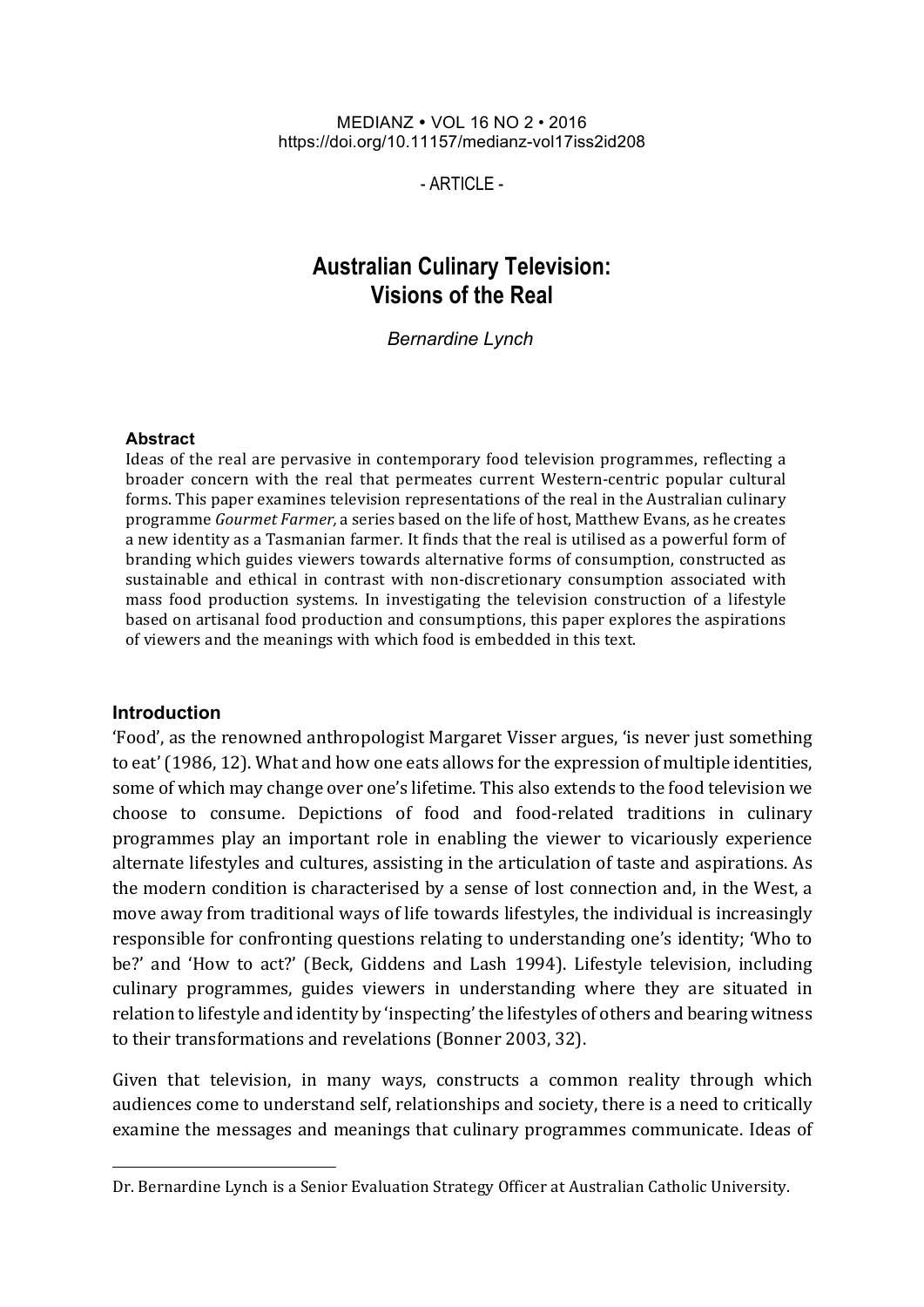MEDIANZ • VOL 16 NO 2 • 2016
https://doi.org/10.11157/medianz-vol17iss2id208

\- ARTICLE -

# Australian Culinary Television: Visions of the Real

*Bernardine Lynch*

### Abstract

Ideas of the real are pervasive in contemporary food television programmes, reflecting a broader concern with the real that permeates current Western-centric popular cultural forms. This paper examines television representations of the real in the Australian culinary programme *Gourmet Farmer,* a series based on the life of host, Matthew Evans, as he creates a new identity as a Tasmanian farmer. It finds that the real is utilised as a powerful form of branding which guides viewers towards alternative forms of consumption, constructed as sustainable and ethical in contrast with non-discretionary consumption associated with mass food production systems. In investigating the television construction of a lifestyle based on artisanal food production and consumptions, this paper explores the aspirations of viewers and the meanings with which food is embedded in this text.

## Introduction

'Food', as the renowned anthropologist Margaret Visser argues, 'is never just something to eat' (1986, 12). What and how one eats allows for the expression of multiple identities, some of which may change over one's lifetime. This also extends to the food television we choose to consume. Depictions of food and food-related traditions in culinary programmes play an important role in enabling the viewer to vicariously experience alternate lifestyles and cultures, assisting in the articulation of taste and aspirations. As the modern condition is characterised by a sense of lost connection and, in the West, a move away from traditional ways of life towards lifestyles, the individual is increasingly responsible for confronting questions relating to understanding one's identity; 'Who to be?' and 'How to act?' (Beck, Giddens and Lash 1994). Lifestyle television, including culinary programmes, guides viewers in understanding where they are situated in relation to lifestyle and identity by 'inspecting' the lifestyles of others and bearing witness to their transformations and revelations (Bonner 2003, 32).

Given that television, in many ways, constructs a common reality through which audiences come to understand self, relationships and society, there is a need to critically examine the messages and meanings that culinary programmes communicate. Ideas of

---

Dr. Bernardine Lynch is a Senior Evaluation Strategy Officer at Australian Catholic University.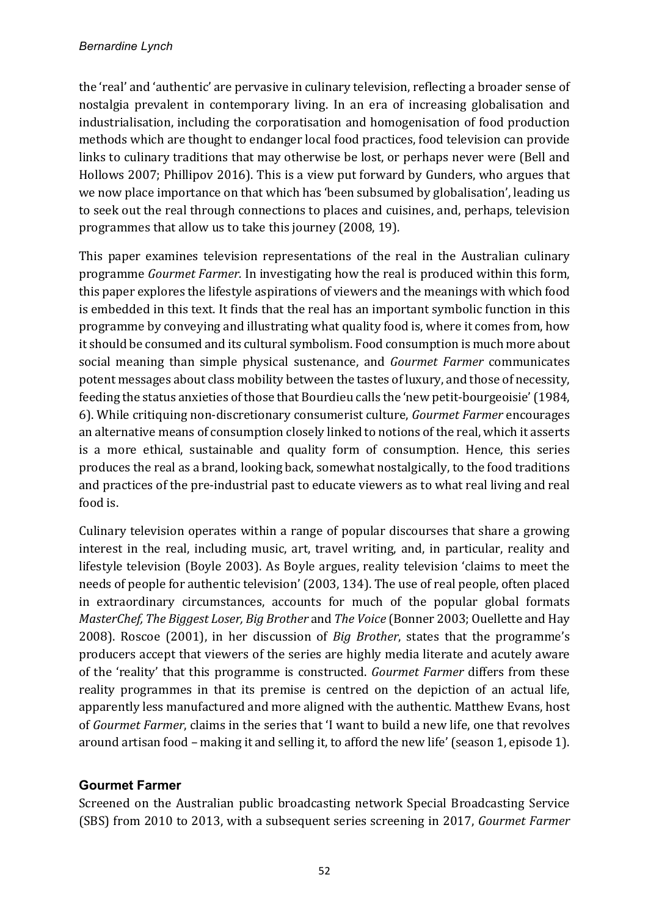the 'real' and 'authentic' are pervasive in culinary television, reflecting a broader sense of nostalgia prevalent in contemporary living. In an era of increasing globalisation and industrialisation, including the corporatisation and homogenisation of food production methods which are thought to endanger local food practices, food television can provide links to culinary traditions that may otherwise be lost, or perhaps never were (Bell and Hollows 2007; Phillipov 2016). This is a view put forward by Gunders, who argues that we now place importance on that which has 'been subsumed by globalisation', leading us to seek out the real through connections to places and cuisines, and, perhaps, television programmes that allow us to take this journey (2008, 19).

This paper examines television representations of the real in the Australian culinary programme *Gourmet Farmer.* In investigating how the real is produced within this form, this paper explores the lifestyle aspirations of viewers and the meanings with which food is embedded in this text. It finds that the real has an important symbolic function in this programme by conveying and illustrating what quality food is, where it comes from, how it should be consumed and its cultural symbolism. Food consumption is much more about social meaning than simple physical sustenance, and *Gourmet Farmer* communicates potent messages about class mobility between the tastes of luxury, and those of necessity, feeding the status anxieties of those that Bourdieu calls the 'new petit-bourgeoisie' (1984, 6). While critiquing non-discretionary consumerist culture, *Gourmet Farmer* encourages an alternative means of consumption closely linked to notions of the real, which it asserts is a more ethical, sustainable and quality form of consumption. Hence, this series produces the real as a brand, looking back, somewhat nostalgically, to the food traditions and practices of the pre-industrial past to educate viewers as to what real living and real food is.

Culinary television operates within a range of popular discourses that share a growing interest in the real, including music, art, travel writing, and, in particular, reality and lifestyle television (Boyle 2003). As Boyle argues, reality television 'claims to meet the needs of people for authentic television' (2003, 134). The use of real people, often placed in extraordinary circumstances, accounts for much of the popular global formats *MasterChef, The Biggest Loser, Big Brother* and *The Voice* (Bonner 2003; Ouellette and Hay 2008). Roscoe (2001), in her discussion of *Big Brother*, states that the programme's producers accept that viewers of the series are highly media literate and acutely aware of the 'reality' that this programme is constructed. *Gourmet Farmer* differs from these reality programmes in that its premise is centred on the depiction of an actual life, apparently less manufactured and more aligned with the authentic. Matthew Evans, host of *Gourmet Farmer*, claims in the series that 'I want to build a new life, one that revolves around artisan food – making it and selling it, to afford the new life' (season 1, episode 1).

### Gourmet Farmer

Screened on the Australian public broadcasting network Special Broadcasting Service (SBS) from 2010 to 2013, with a subsequent series screening in 2017, *Gourmet Farmer*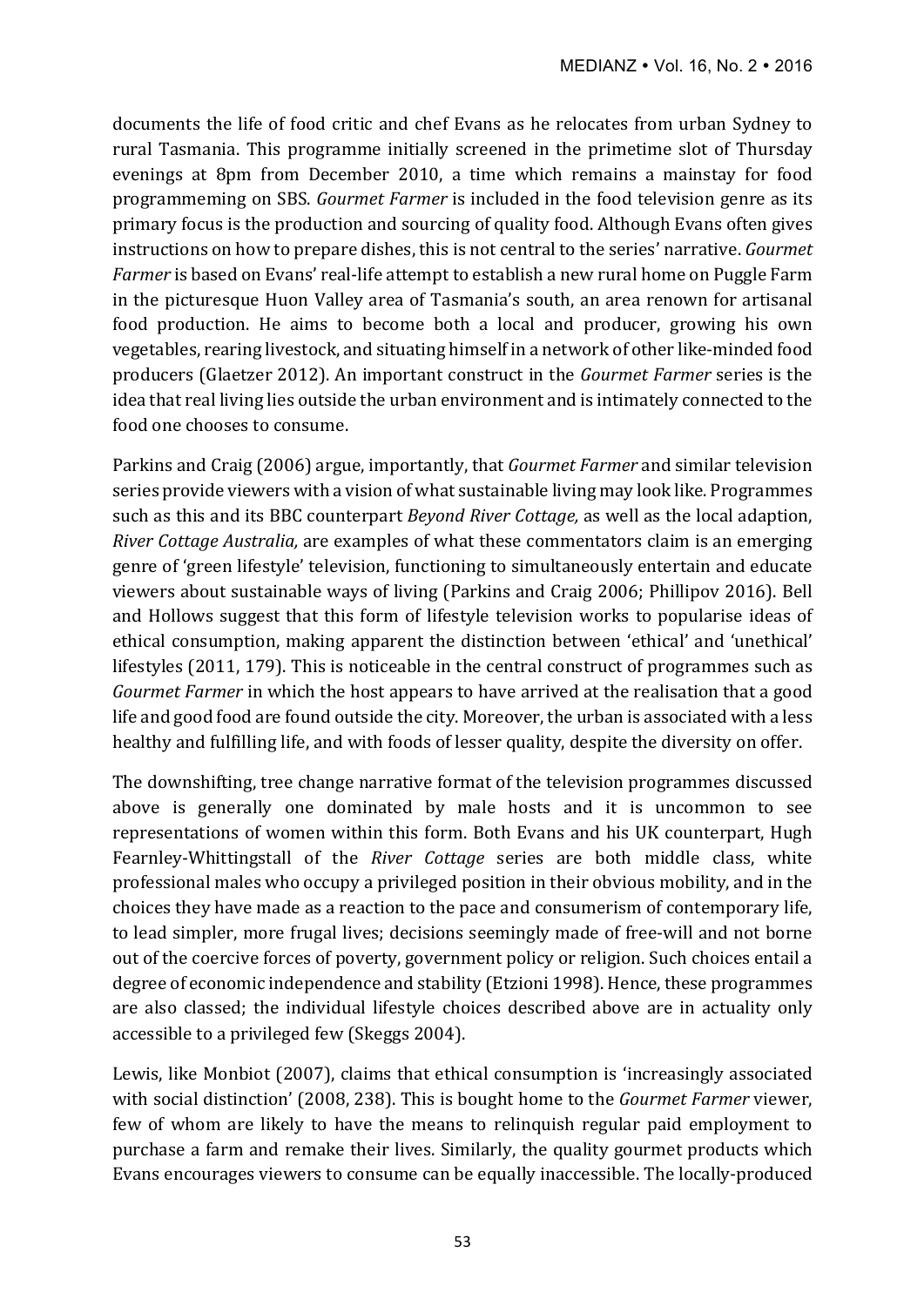documents the life of food critic and chef Evans as he relocates from urban Sydney to rural Tasmania. This programme initially screened in the primetime slot of Thursday evenings at 8pm from December 2010, a time which remains a mainstay for food programmeming on SBS. *Gourmet Farmer* is included in the food television genre as its primary focus is the production and sourcing of quality food. Although Evans often gives instructions on how to prepare dishes, this is not central to the series' narrative. *Gourmet Farmer* is based on Evans' real-life attempt to establish a new rural home on Puggle Farm in the picturesque Huon Valley area of Tasmania's south, an area renown for artisanal food production. He aims to become both a local and producer, growing his own vegetables, rearing livestock, and situating himself in a network of other like-minded food producers (Glaetzer 2012). An important construct in the *Gourmet Farmer* series is the idea that real living lies outside the urban environment and is intimately connected to the food one chooses to consume.

Parkins and Craig (2006) argue, importantly, that *Gourmet Farmer* and similar television series provide viewers with a vision of what sustainable living may look like. Programmes such as this and its BBC counterpart *Beyond River Cottage,* as well as the local adaption, *River Cottage Australia,* are examples of what these commentators claim is an emerging genre of 'green lifestyle' television, functioning to simultaneously entertain and educate viewers about sustainable ways of living (Parkins and Craig 2006; Phillipov 2016). Bell and Hollows suggest that this form of lifestyle television works to popularise ideas of ethical consumption, making apparent the distinction between 'ethical' and 'unethical' lifestyles (2011, 179). This is noticeable in the central construct of programmes such as *Gourmet Farmer* in which the host appears to have arrived at the realisation that a good life and good food are found outside the city. Moreover, the urban is associated with a less healthy and fulfilling life, and with foods of lesser quality, despite the diversity on offer.

The downshifting, tree change narrative format of the television programmes discussed above is generally one dominated by male hosts and it is uncommon to see representations of women within this form. Both Evans and his UK counterpart, Hugh Fearnley-Whittingstall of the *River Cottage* series are both middle class, white professional males who occupy a privileged position in their obvious mobility, and in the choices they have made as a reaction to the pace and consumerism of contemporary life, to lead simpler, more frugal lives; decisions seemingly made of free-will and not borne out of the coercive forces of poverty, government policy or religion. Such choices entail a degree of economic independence and stability (Etzioni 1998). Hence, these programmes are also classed; the individual lifestyle choices described above are in actuality only accessible to a privileged few (Skeggs 2004).

Lewis, like Monbiot (2007), claims that ethical consumption is 'increasingly associated with social distinction' (2008, 238). This is bought home to the *Gourmet Farmer* viewer, few of whom are likely to have the means to relinquish regular paid employment to purchase a farm and remake their lives. Similarly, the quality gourmet products which Evans encourages viewers to consume can be equally inaccessible. The locally-produced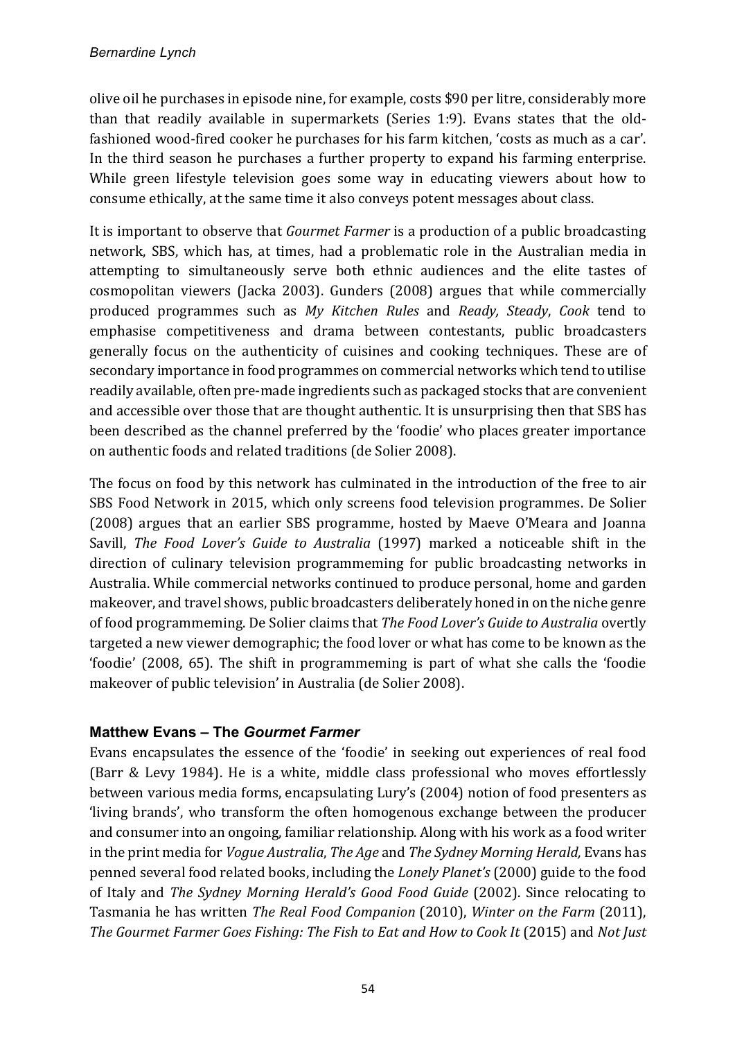olive oil he purchases in episode nine, for example, costs $90 per litre, considerably more than that readily available in supermarkets (Series 1:9). Evans states that the old-fashioned wood-fired cooker he purchases for his farm kitchen, 'costs as much as a car'. In the third season he purchases a further property to expand his farming enterprise. While green lifestyle television goes some way in educating viewers about how to consume ethically, at the same time it also conveys potent messages about class.

It is important to observe that *Gourmet Farmer* is a production of a public broadcasting network, SBS, which has, at times, had a problematic role in the Australian media in attempting to simultaneously serve both ethnic audiences and the elite tastes of cosmopolitan viewers (Jacka 2003). Gunders (2008) argues that while commercially produced programmes such as *My Kitchen Rules* and *Ready, Steady, Cook* tend to emphasise competitiveness and drama between contestants, public broadcasters generally focus on the authenticity of cuisines and cooking techniques. These are of secondary importance in food programmes on commercial networks which tend to utilise readily available, often pre-made ingredients such as packaged stocks that are convenient and accessible over those that are thought authentic. It is unsurprising then that SBS has been described as the channel preferred by the 'foodie' who places greater importance on authentic foods and related traditions (de Solier 2008).

The focus on food by this network has culminated in the introduction of the free to air SBS Food Network in 2015, which only screens food television programmes. De Solier (2008) argues that an earlier SBS programme, hosted by Maeve O'Meara and Joanna Savill, *The Food Lover's Guide to Australia* (1997) marked a noticeable shift in the direction of culinary television programmeming for public broadcasting networks in Australia. While commercial networks continued to produce personal, home and garden makeover, and travel shows, public broadcasters deliberately honed in on the niche genre of food programmeming. De Solier claims that *The Food Lover's Guide to Australia* overtly targeted a new viewer demographic; the food lover or what has come to be known as the 'foodie' (2008, 65). The shift in programmeming is part of what she calls the 'foodie makeover of public television' in Australia (de Solier 2008).

### Matthew Evans – The *Gourmet Farmer*

Evans encapsulates the essence of the 'foodie' in seeking out experiences of real food (Barr & Levy 1984). He is a white, middle class professional who moves effortlessly between various media forms, encapsulating Lury's (2004) notion of food presenters as 'living brands', who transform the often homogenous exchange between the producer and consumer into an ongoing, familiar relationship. Along with his work as a food writer in the print media for *Vogue Australia*, *The Age* and *The Sydney Morning Herald,* Evans has penned several food related books, including the *Lonely Planet's* (2000) guide to the food of Italy and *The Sydney Morning Herald's Good Food Guide* (2002). Since relocating to Tasmania he has written *The Real Food Companion* (2010), *Winter on the Farm* (2011), *The Gourmet Farmer Goes Fishing: The Fish to Eat and How to Cook It* (2015) and *Not Just*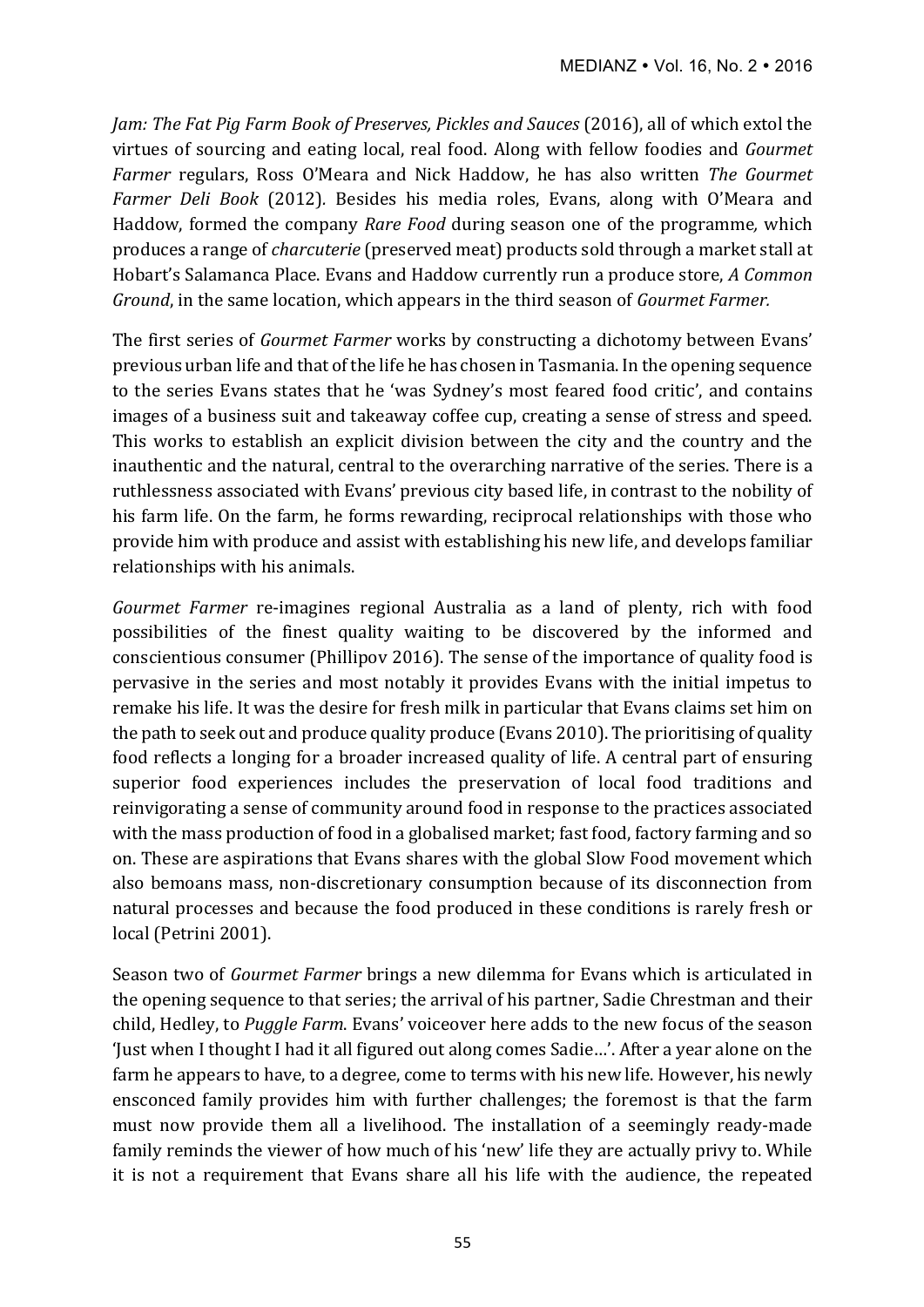*Jam: The Fat Pig Farm Book of Preserves, Pickles and Sauces* (2016), all of which extol the virtues of sourcing and eating local, real food. Along with fellow foodies and *Gourmet Farmer* regulars, Ross O'Meara and Nick Haddow, he has also written *The Gourmet Farmer Deli Book* (2012). Besides his media roles, Evans, along with O'Meara and Haddow, formed the company *Rare Food* during season one of the programme, which produces a range of *charcuterie* (preserved meat) products sold through a market stall at Hobart's Salamanca Place. Evans and Haddow currently run a produce store, *A Common Ground*, in the same location, which appears in the third season of *Gourmet Farmer.*

The first series of *Gourmet Farmer* works by constructing a dichotomy between Evans' previous urban life and that of the life he has chosen in Tasmania. In the opening sequence to the series Evans states that he 'was Sydney's most feared food critic', and contains images of a business suit and takeaway coffee cup, creating a sense of stress and speed. This works to establish an explicit division between the city and the country and the inauthentic and the natural, central to the overarching narrative of the series. There is a ruthlessness associated with Evans' previous city based life, in contrast to the nobility of his farm life. On the farm, he forms rewarding, reciprocal relationships with those who provide him with produce and assist with establishing his new life, and develops familiar relationships with his animals.

*Gourmet Farmer* re-imagines regional Australia as a land of plenty, rich with food possibilities of the finest quality waiting to be discovered by the informed and conscientious consumer (Phillipov 2016). The sense of the importance of quality food is pervasive in the series and most notably it provides Evans with the initial impetus to remake his life. It was the desire for fresh milk in particular that Evans claims set him on the path to seek out and produce quality produce (Evans 2010). The prioritising of quality food reflects a longing for a broader increased quality of life. A central part of ensuring superior food experiences includes the preservation of local food traditions and reinvigorating a sense of community around food in response to the practices associated with the mass production of food in a globalised market; fast food, factory farming and so on. These are aspirations that Evans shares with the global Slow Food movement which also bemoans mass, non-discretionary consumption because of its disconnection from natural processes and because the food produced in these conditions is rarely fresh or local (Petrini 2001).

Season two of *Gourmet Farmer* brings a new dilemma for Evans which is articulated in the opening sequence to that series; the arrival of his partner, Sadie Chrestman and their child, Hedley, to *Puggle Farm*. Evans' voiceover here adds to the new focus of the season 'Just when I thought I had it all figured out along comes Sadie…'. After a year alone on the farm he appears to have, to a degree, come to terms with his new life. However, his newly ensconced family provides him with further challenges; the foremost is that the farm must now provide them all a livelihood. The installation of a seemingly ready-made family reminds the viewer of how much of his 'new' life they are actually privy to. While it is not a requirement that Evans share all his life with the audience, the repeated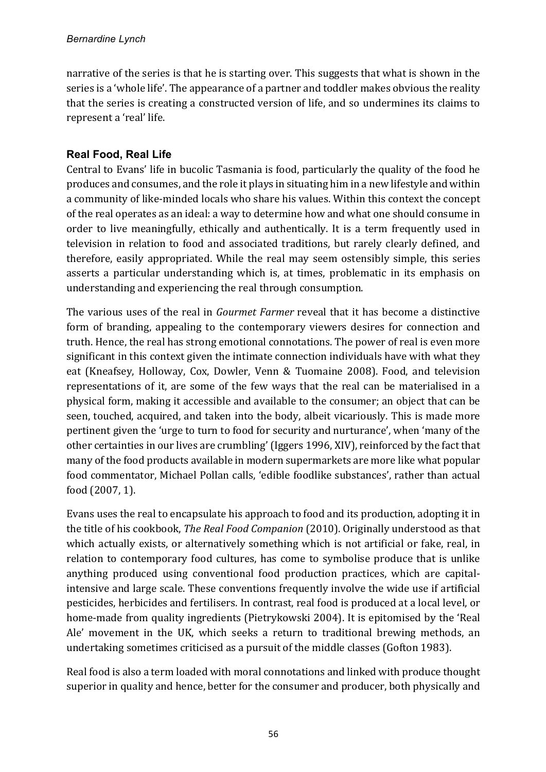narrative of the series is that he is starting over. This suggests that what is shown in the series is a 'whole life'. The appearance of a partner and toddler makes obvious the reality that the series is creating a constructed version of life, and so undermines its claims to represent a 'real' life.

## Real Food, Real Life

Central to Evans' life in bucolic Tasmania is food, particularly the quality of the food he produces and consumes, and the role it plays in situating him in a new lifestyle and within a community of like-minded locals who share his values. Within this context the concept of the real operates as an ideal: a way to determine how and what one should consume in order to live meaningfully, ethically and authentically. It is a term frequently used in television in relation to food and associated traditions, but rarely clearly defined, and therefore, easily appropriated. While the real may seem ostensibly simple, this series asserts a particular understanding which is, at times, problematic in its emphasis on understanding and experiencing the real through consumption.

The various uses of the real in *Gourmet Farmer* reveal that it has become a distinctive form of branding, appealing to the contemporary viewers desires for connection and truth. Hence, the real has strong emotional connotations. The power of real is even more significant in this context given the intimate connection individuals have with what they eat (Kneafsey, Holloway, Cox, Dowler, Venn & Tuomaine 2008). Food, and television representations of it, are some of the few ways that the real can be materialised in a physical form, making it accessible and available to the consumer; an object that can be seen, touched, acquired, and taken into the body, albeit vicariously. This is made more pertinent given the 'urge to turn to food for security and nurturance', when 'many of the other certainties in our lives are crumbling' (Iggers 1996, XIV), reinforced by the fact that many of the food products available in modern supermarkets are more like what popular food commentator, Michael Pollan calls, 'edible foodlike substances', rather than actual food (2007, 1).

Evans uses the real to encapsulate his approach to food and its production, adopting it in the title of his cookbook, *The Real Food Companion* (2010). Originally understood as that which actually exists, or alternatively something which is not artificial or fake, real, in relation to contemporary food cultures, has come to symbolise produce that is unlike anything produced using conventional food production practices, which are capital-intensive and large scale. These conventions frequently involve the wide use if artificial pesticides, herbicides and fertilisers. In contrast, real food is produced at a local level, or home-made from quality ingredients (Pietrykowski 2004). It is epitomised by the 'Real Ale' movement in the UK, which seeks a return to traditional brewing methods, an undertaking sometimes criticised as a pursuit of the middle classes (Gofton 1983).

Real food is also a term loaded with moral connotations and linked with produce thought superior in quality and hence, better for the consumer and producer, both physically and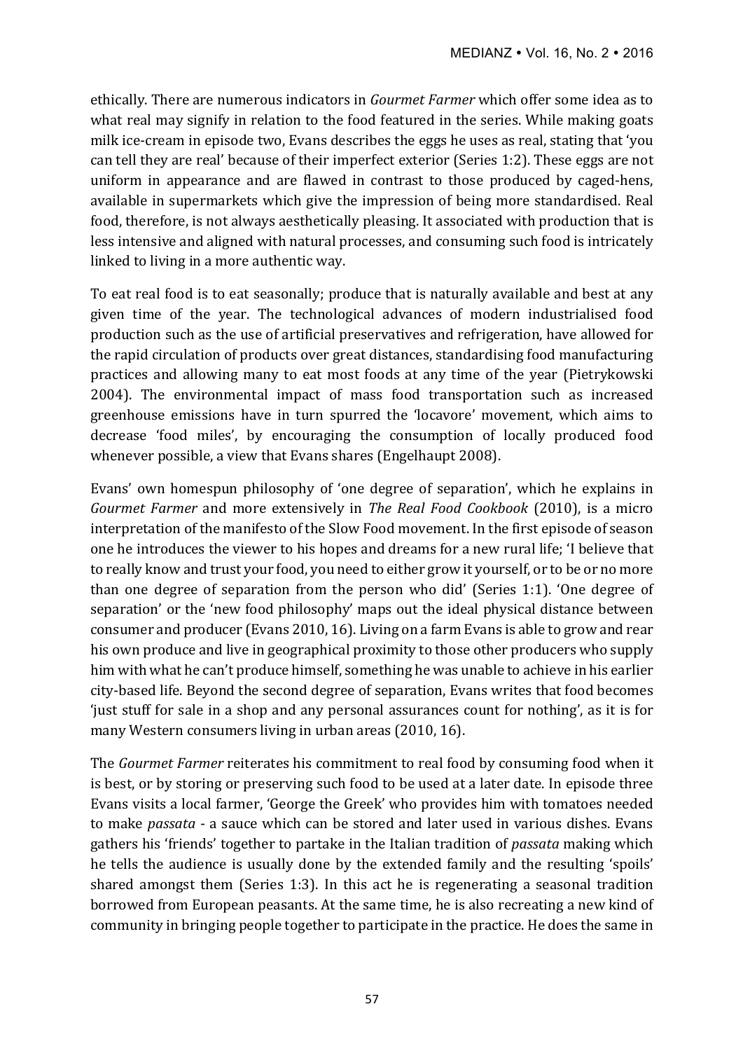ethically. There are numerous indicators in *Gourmet Farmer* which offer some idea as to what real may signify in relation to the food featured in the series. While making goats milk ice-cream in episode two, Evans describes the eggs he uses as real, stating that 'you can tell they are real' because of their imperfect exterior (Series 1:2). These eggs are not uniform in appearance and are flawed in contrast to those produced by caged-hens, available in supermarkets which give the impression of being more standardised. Real food, therefore, is not always aesthetically pleasing. It associated with production that is less intensive and aligned with natural processes, and consuming such food is intricately linked to living in a more authentic way.

To eat real food is to eat seasonally; produce that is naturally available and best at any given time of the year. The technological advances of modern industrialised food production such as the use of artificial preservatives and refrigeration, have allowed for the rapid circulation of products over great distances, standardising food manufacturing practices and allowing many to eat most foods at any time of the year (Pietrykowski 2004). The environmental impact of mass food transportation such as increased greenhouse emissions have in turn spurred the 'locavore' movement, which aims to decrease 'food miles', by encouraging the consumption of locally produced food whenever possible, a view that Evans shares (Engelhaupt 2008).

Evans' own homespun philosophy of 'one degree of separation', which he explains in *Gourmet Farmer* and more extensively in *The Real Food Cookbook* (2010), is a micro interpretation of the manifesto of the Slow Food movement. In the first episode of season one he introduces the viewer to his hopes and dreams for a new rural life; 'I believe that to really know and trust your food, you need to either grow it yourself, or to be or no more than one degree of separation from the person who did' (Series 1:1). 'One degree of separation' or the 'new food philosophy' maps out the ideal physical distance between consumer and producer (Evans 2010, 16). Living on a farm Evans is able to grow and rear his own produce and live in geographical proximity to those other producers who supply him with what he can't produce himself, something he was unable to achieve in his earlier city-based life. Beyond the second degree of separation, Evans writes that food becomes 'just stuff for sale in a shop and any personal assurances count for nothing', as it is for many Western consumers living in urban areas (2010, 16).

The *Gourmet Farmer* reiterates his commitment to real food by consuming food when it is best, or by storing or preserving such food to be used at a later date. In episode three Evans visits a local farmer, 'George the Greek' who provides him with tomatoes needed to make *passata* - a sauce which can be stored and later used in various dishes. Evans gathers his 'friends' together to partake in the Italian tradition of *passata* making which he tells the audience is usually done by the extended family and the resulting 'spoils' shared amongst them (Series 1:3). In this act he is regenerating a seasonal tradition borrowed from European peasants. At the same time, he is also recreating a new kind of community in bringing people together to participate in the practice. He does the same in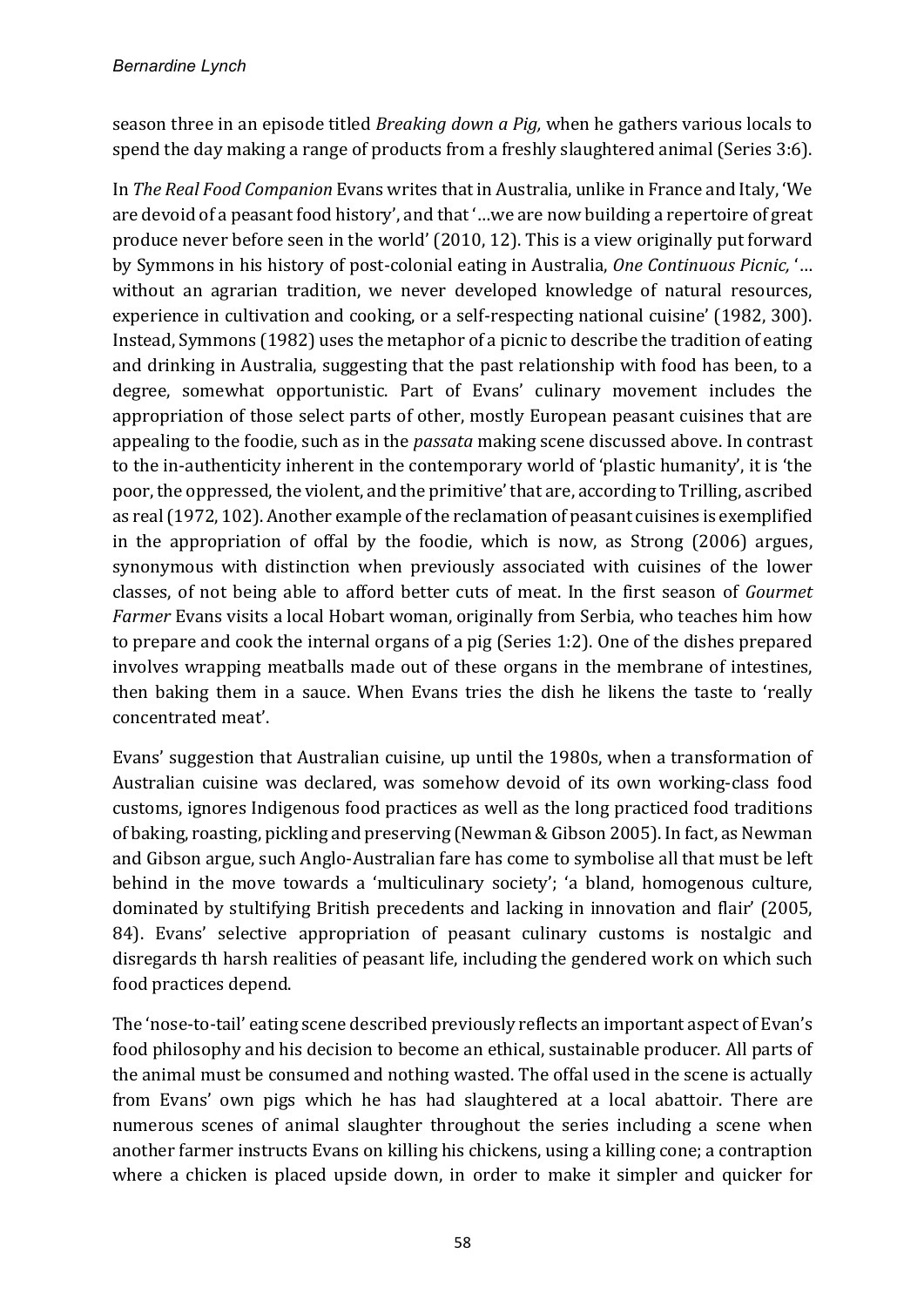season three in an episode titled *Breaking down a Pig,* when he gathers various locals to spend the day making a range of products from a freshly slaughtered animal (Series 3:6).

In *The Real Food Companion* Evans writes that in Australia, unlike in France and Italy, 'We are devoid of a peasant food history', and that '…we are now building a repertoire of great produce never before seen in the world' (2010, 12). This is a view originally put forward by Symmons in his history of post-colonial eating in Australia, *One Continuous Picnic,* '… without an agrarian tradition, we never developed knowledge of natural resources, experience in cultivation and cooking, or a self-respecting national cuisine' (1982, 300). Instead, Symmons (1982) uses the metaphor of a picnic to describe the tradition of eating and drinking in Australia, suggesting that the past relationship with food has been, to a degree, somewhat opportunistic. Part of Evans' culinary movement includes the appropriation of those select parts of other, mostly European peasant cuisines that are appealing to the foodie, such as in the *passata* making scene discussed above. In contrast to the in-authenticity inherent in the contemporary world of 'plastic humanity', it is 'the poor, the oppressed, the violent, and the primitive' that are, according to Trilling, ascribed as real (1972, 102). Another example of the reclamation of peasant cuisines is exemplified in the appropriation of offal by the foodie, which is now, as Strong (2006) argues, synonymous with distinction when previously associated with cuisines of the lower classes, of not being able to afford better cuts of meat. In the first season of *Gourmet Farmer* Evans visits a local Hobart woman, originally from Serbia, who teaches him how to prepare and cook the internal organs of a pig (Series 1:2). One of the dishes prepared involves wrapping meatballs made out of these organs in the membrane of intestines, then baking them in a sauce. When Evans tries the dish he likens the taste to 'really concentrated meat'.

Evans' suggestion that Australian cuisine, up until the 1980s, when a transformation of Australian cuisine was declared, was somehow devoid of its own working-class food customs, ignores Indigenous food practices as well as the long practiced food traditions of baking, roasting, pickling and preserving (Newman & Gibson 2005). In fact, as Newman and Gibson argue, such Anglo-Australian fare has come to symbolise all that must be left behind in the move towards a 'multiculinary society'; 'a bland, homogenous culture, dominated by stultifying British precedents and lacking in innovation and flair' (2005, 84). Evans' selective appropriation of peasant culinary customs is nostalgic and disregards th harsh realities of peasant life, including the gendered work on which such food practices depend.

The 'nose-to-tail' eating scene described previously reflects an important aspect of Evan's food philosophy and his decision to become an ethical, sustainable producer. All parts of the animal must be consumed and nothing wasted. The offal used in the scene is actually from Evans' own pigs which he has had slaughtered at a local abattoir. There are numerous scenes of animal slaughter throughout the series including a scene when another farmer instructs Evans on killing his chickens, using a killing cone; a contraption where a chicken is placed upside down, in order to make it simpler and quicker for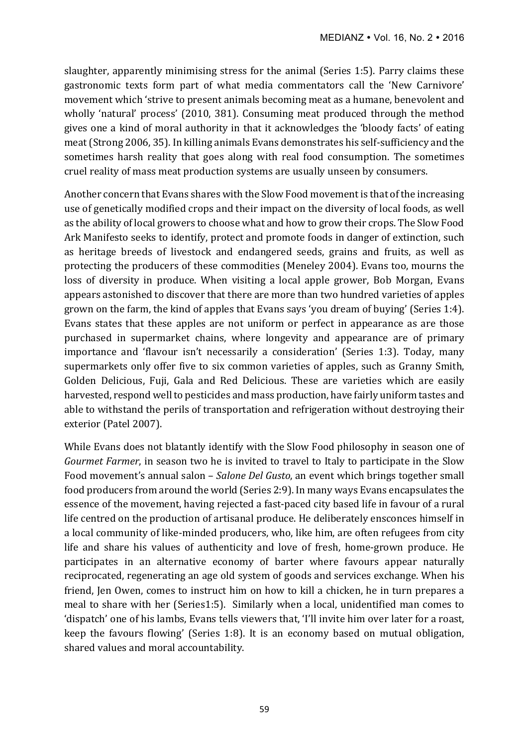slaughter, apparently minimising stress for the animal (Series 1:5). Parry claims these gastronomic texts form part of what media commentators call the 'New Carnivore' movement which 'strive to present animals becoming meat as a humane, benevolent and wholly 'natural' process' (2010, 381). Consuming meat produced through the method gives one a kind of moral authority in that it acknowledges the 'bloody facts' of eating meat (Strong 2006, 35). In killing animals Evans demonstrates his self-sufficiency and the sometimes harsh reality that goes along with real food consumption. The sometimes cruel reality of mass meat production systems are usually unseen by consumers.

Another concern that Evans shares with the Slow Food movement is that of the increasing use of genetically modified crops and their impact on the diversity of local foods, as well as the ability of local growers to choose what and how to grow their crops. The Slow Food Ark Manifesto seeks to identify, protect and promote foods in danger of extinction, such as heritage breeds of livestock and endangered seeds, grains and fruits, as well as protecting the producers of these commodities (Meneley 2004). Evans too, mourns the loss of diversity in produce. When visiting a local apple grower, Bob Morgan, Evans appears astonished to discover that there are more than two hundred varieties of apples grown on the farm, the kind of apples that Evans says 'you dream of buying' (Series 1:4). Evans states that these apples are not uniform or perfect in appearance as are those purchased in supermarket chains, where longevity and appearance are of primary importance and 'flavour isn't necessarily a consideration' (Series 1:3). Today, many supermarkets only offer five to six common varieties of apples, such as Granny Smith, Golden Delicious, Fuji, Gala and Red Delicious. These are varieties which are easily harvested, respond well to pesticides and mass production, have fairly uniform tastes and able to withstand the perils of transportation and refrigeration without destroying their exterior (Patel 2007).

While Evans does not blatantly identify with the Slow Food philosophy in season one of *Gourmet Farmer*, in season two he is invited to travel to Italy to participate in the Slow Food movement's annual salon – *Salone Del Gusto*, an event which brings together small food producers from around the world (Series 2:9). In many ways Evans encapsulates the essence of the movement, having rejected a fast-paced city based life in favour of a rural life centred on the production of artisanal produce. He deliberately ensconces himself in a local community of like-minded producers, who, like him, are often refugees from city life and share his values of authenticity and love of fresh, home-grown produce. He participates in an alternative economy of barter where favours appear naturally reciprocated, regenerating an age old system of goods and services exchange. When his friend, Jen Owen, comes to instruct him on how to kill a chicken, he in turn prepares a meal to share with her (Series1:5). Similarly when a local, unidentified man comes to 'dispatch' one of his lambs, Evans tells viewers that, 'I'll invite him over later for a roast, keep the favours flowing' (Series 1:8). It is an economy based on mutual obligation, shared values and moral accountability.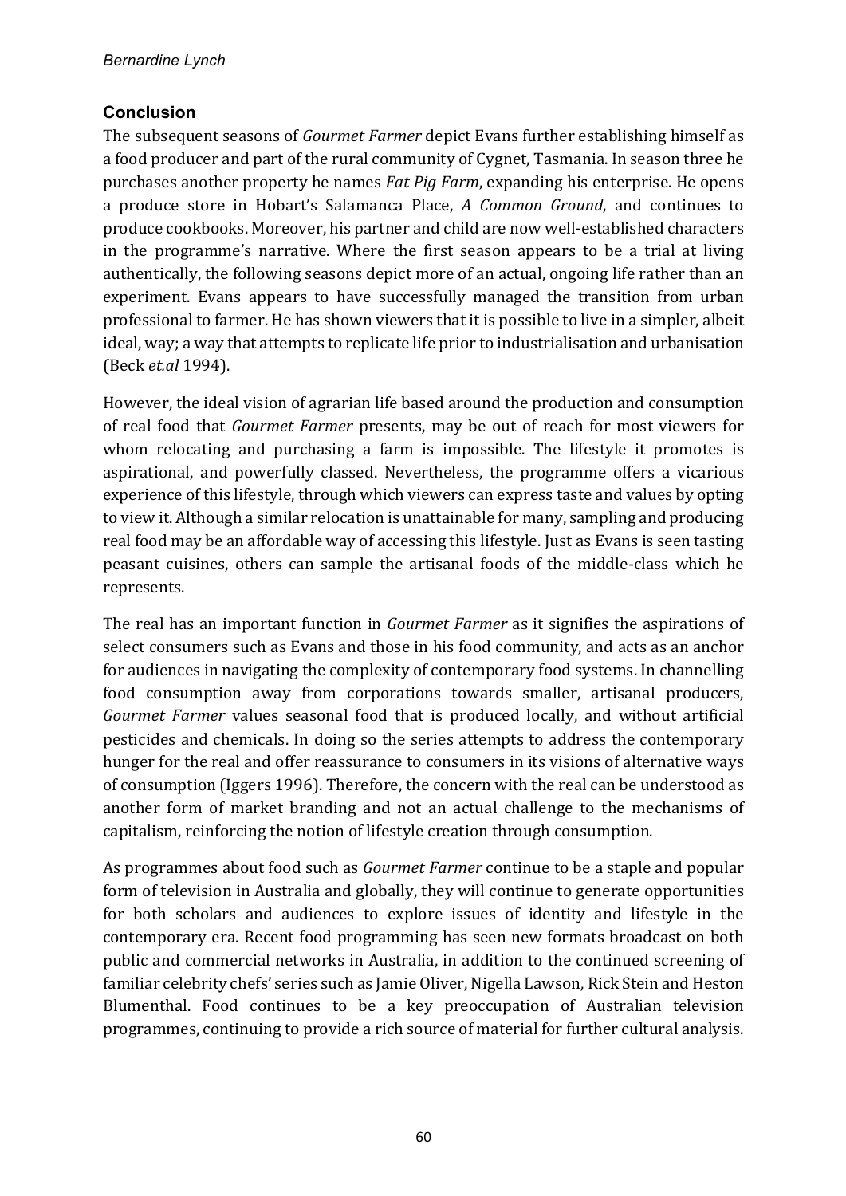## Conclusion

The subsequent seasons of *Gourmet Farmer* depict Evans further establishing himself as a food producer and part of the rural community of Cygnet, Tasmania. In season three he purchases another property he names *Fat Pig Farm*, expanding his enterprise. He opens a produce store in Hobart's Salamanca Place, *A Common Ground*, and continues to produce cookbooks. Moreover, his partner and child are now well-established characters in the programme's narrative. Where the first season appears to be a trial at living authentically, the following seasons depict more of an actual, ongoing life rather than an experiment. Evans appears to have successfully managed the transition from urban professional to farmer. He has shown viewers that it is possible to live in a simpler, albeit ideal, way; a way that attempts to replicate life prior to industrialisation and urbanisation (Beck *et.al* 1994).

However, the ideal vision of agrarian life based around the production and consumption of real food that *Gourmet Farmer* presents, may be out of reach for most viewers for whom relocating and purchasing a farm is impossible. The lifestyle it promotes is aspirational, and powerfully classed. Nevertheless, the programme offers a vicarious experience of this lifestyle, through which viewers can express taste and values by opting to view it. Although a similar relocation is unattainable for many, sampling and producing real food may be an affordable way of accessing this lifestyle. Just as Evans is seen tasting peasant cuisines, others can sample the artisanal foods of the middle-class which he represents.

The real has an important function in *Gourmet Farmer* as it signifies the aspirations of select consumers such as Evans and those in his food community, and acts as an anchor for audiences in navigating the complexity of contemporary food systems. In channelling food consumption away from corporations towards smaller, artisanal producers, *Gourmet Farmer* values seasonal food that is produced locally, and without artificial pesticides and chemicals. In doing so the series attempts to address the contemporary hunger for the real and offer reassurance to consumers in its visions of alternative ways of consumption (Iggers 1996). Therefore, the concern with the real can be understood as another form of market branding and not an actual challenge to the mechanisms of capitalism, reinforcing the notion of lifestyle creation through consumption.

As programmes about food such as *Gourmet Farmer* continue to be a staple and popular form of television in Australia and globally, they will continue to generate opportunities for both scholars and audiences to explore issues of identity and lifestyle in the contemporary era. Recent food programming has seen new formats broadcast on both public and commercial networks in Australia, in addition to the continued screening of familiar celebrity chefs' series such as Jamie Oliver, Nigella Lawson, Rick Stein and Heston Blumenthal. Food continues to be a key preoccupation of Australian television programmes, continuing to provide a rich source of material for further cultural analysis.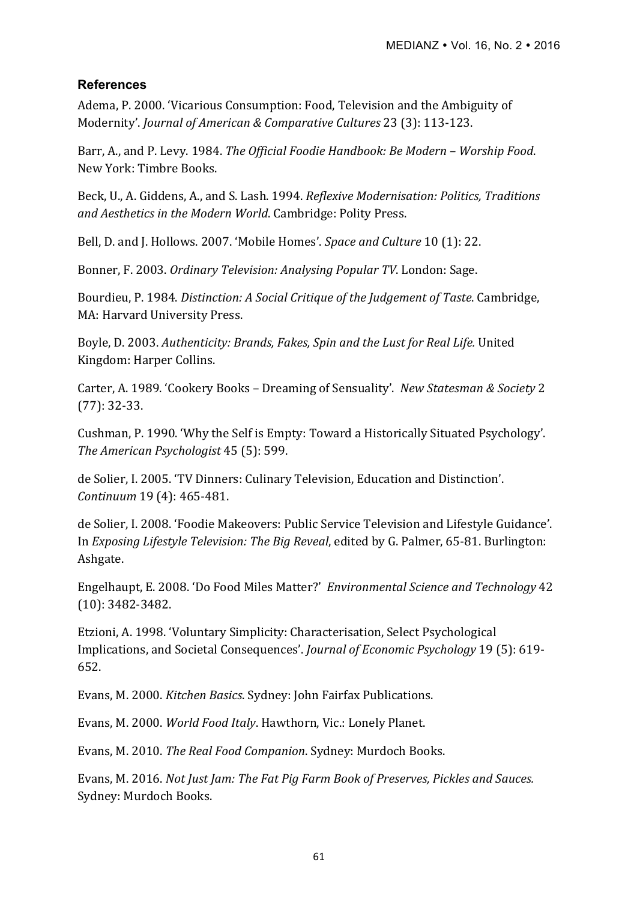### References

Adema, P. 2000. 'Vicarious Consumption: Food, Television and the Ambiguity of Modernity'. *Journal of American & Comparative Cultures* 23 (3): 113-123.

Barr, A., and P. Levy. 1984. *The Official Foodie Handbook: Be Modern – Worship Food*. New York: Timbre Books.

Beck, U., A. Giddens, A., and S. Lash. 1994. *Reflexive Modernisation: Politics, Traditions and Aesthetics in the Modern World*. Cambridge: Polity Press.

Bell, D. and J. Hollows. 2007. 'Mobile Homes'. *Space and Culture* 10 (1): 22.

Bonner, F. 2003. *Ordinary Television: Analysing Popular TV*. London: Sage.

Bourdieu, P. 1984. *Distinction: A Social Critique of the Judgement of Taste*. Cambridge, MA: Harvard University Press.

Boyle, D. 2003. *Authenticity: Brands, Fakes, Spin and the Lust for Real Life.* United Kingdom: Harper Collins.

Carter, A. 1989. 'Cookery Books – Dreaming of Sensuality'. *New Statesman & Society* 2 (77): 32-33.

Cushman, P. 1990. 'Why the Self is Empty: Toward a Historically Situated Psychology'. *The American Psychologist* 45 (5): 599.

de Solier, I. 2005. 'TV Dinners: Culinary Television, Education and Distinction'. *Continuum* 19 (4): 465-481.

de Solier, I. 2008. 'Foodie Makeovers: Public Service Television and Lifestyle Guidance'. In *Exposing Lifestyle Television: The Big Reveal*, edited by G. Palmer, 65-81. Burlington: Ashgate.

Engelhaupt, E. 2008. 'Do Food Miles Matter?' *Environmental Science and Technology* 42 (10): 3482-3482.

Etzioni, A. 1998. 'Voluntary Simplicity: Characterisation, Select Psychological Implications, and Societal Consequences'. *Journal of Economic Psychology* 19 (5): 619-652.

Evans, M. 2000. *Kitchen Basics*. Sydney: John Fairfax Publications.

Evans, M. 2000. *World Food Italy*. Hawthorn, Vic.: Lonely Planet.

Evans, M. 2010. *The Real Food Companion*. Sydney: Murdoch Books.

Evans, M. 2016. *Not Just Jam: The Fat Pig Farm Book of Preserves, Pickles and Sauces.* Sydney: Murdoch Books.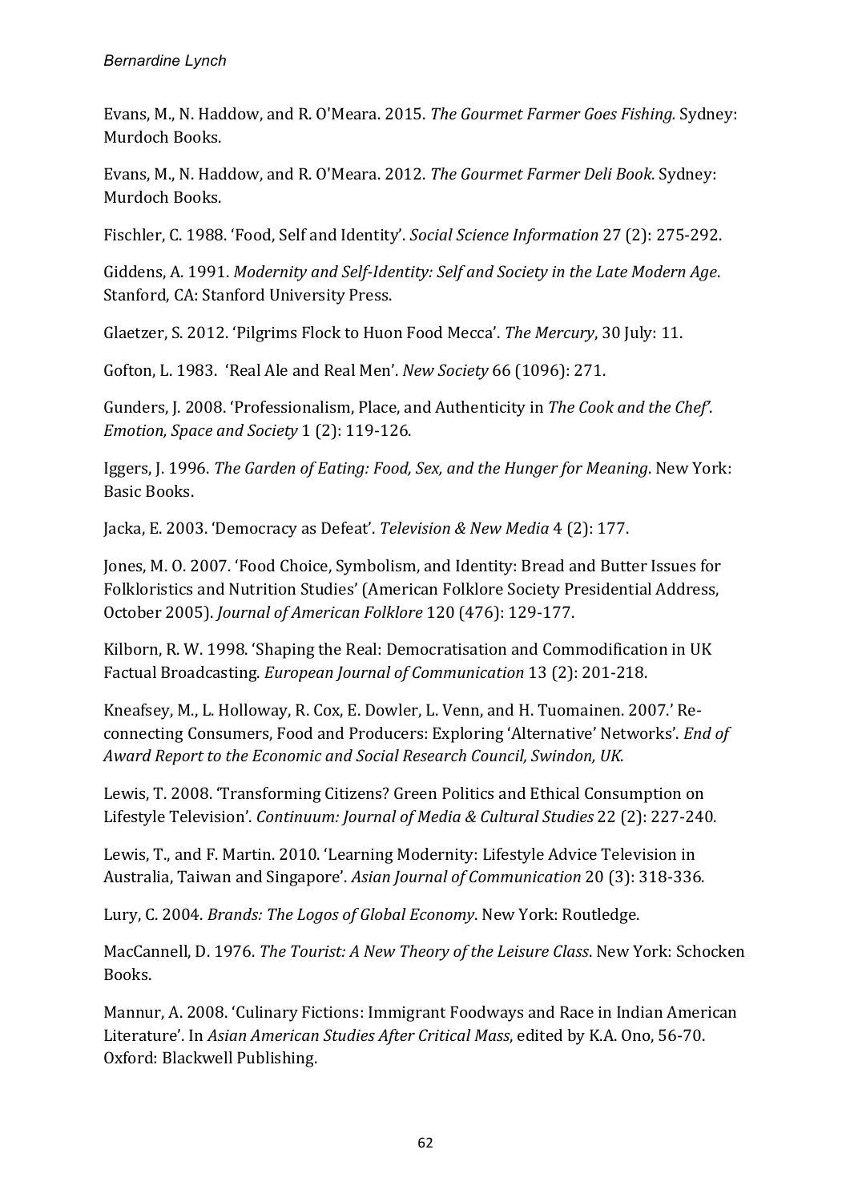Evans, M., N. Haddow, and R. O'Meara. 2015. *The Gourmet Farmer Goes Fishing.* Sydney: Murdoch Books.

Evans, M., N. Haddow, and R. O'Meara. 2012. *The Gourmet Farmer Deli Book*. Sydney: Murdoch Books.

Fischler, C. 1988. 'Food, Self and Identity'. *Social Science Information* 27 (2): 275-292.

Giddens, A. 1991. *Modernity and Self-Identity: Self and Society in the Late Modern Age*. Stanford, CA: Stanford University Press.

Glaetzer, S. 2012. 'Pilgrims Flock to Huon Food Mecca'. *The Mercury*, 30 July: 11.

Gofton, L. 1983. 'Real Ale and Real Men'. *New Society* 66 (1096): 271.

Gunders, J. 2008. 'Professionalism, Place, and Authenticity in *The Cook and the Chef*'. *Emotion, Space and Society* 1 (2): 119-126.

Iggers, J. 1996. *The Garden of Eating: Food, Sex, and the Hunger for Meaning*. New York: Basic Books.

Jacka, E. 2003. 'Democracy as Defeat'. *Television & New Media* 4 (2): 177.

Jones, M. O. 2007. 'Food Choice, Symbolism, and Identity: Bread and Butter Issues for Folkloristics and Nutrition Studies' (American Folklore Society Presidential Address, October 2005). *Journal of American Folklore* 120 (476): 129-177.

Kilborn, R. W. 1998. 'Shaping the Real: Democratisation and Commodification in UK Factual Broadcasting. *European Journal of Communication* 13 (2): 201-218.

Kneafsey, M., L. Holloway, R. Cox, E. Dowler, L. Venn, and H. Tuomainen. 2007.' Re-connecting Consumers, Food and Producers: Exploring 'Alternative' Networks'. *End of Award Report to the Economic and Social Research Council, Swindon, UK*.

Lewis, T. 2008. 'Transforming Citizens? Green Politics and Ethical Consumption on Lifestyle Television'. *Continuum: Journal of Media & Cultural Studies* 22 (2): 227-240.

Lewis, T., and F. Martin. 2010. 'Learning Modernity: Lifestyle Advice Television in Australia, Taiwan and Singapore'. *Asian Journal of Communication* 20 (3): 318-336.

Lury, C. 2004. *Brands: The Logos of Global Economy*. New York: Routledge.

MacCannell, D. 1976. *The Tourist: A New Theory of the Leisure Class*. New York: Schocken Books.

Mannur, A. 2008. 'Culinary Fictions: Immigrant Foodways and Race in Indian American Literature'. In *Asian American Studies After Critical Mass*, edited by K.A. Ono, 56-70. Oxford: Blackwell Publishing.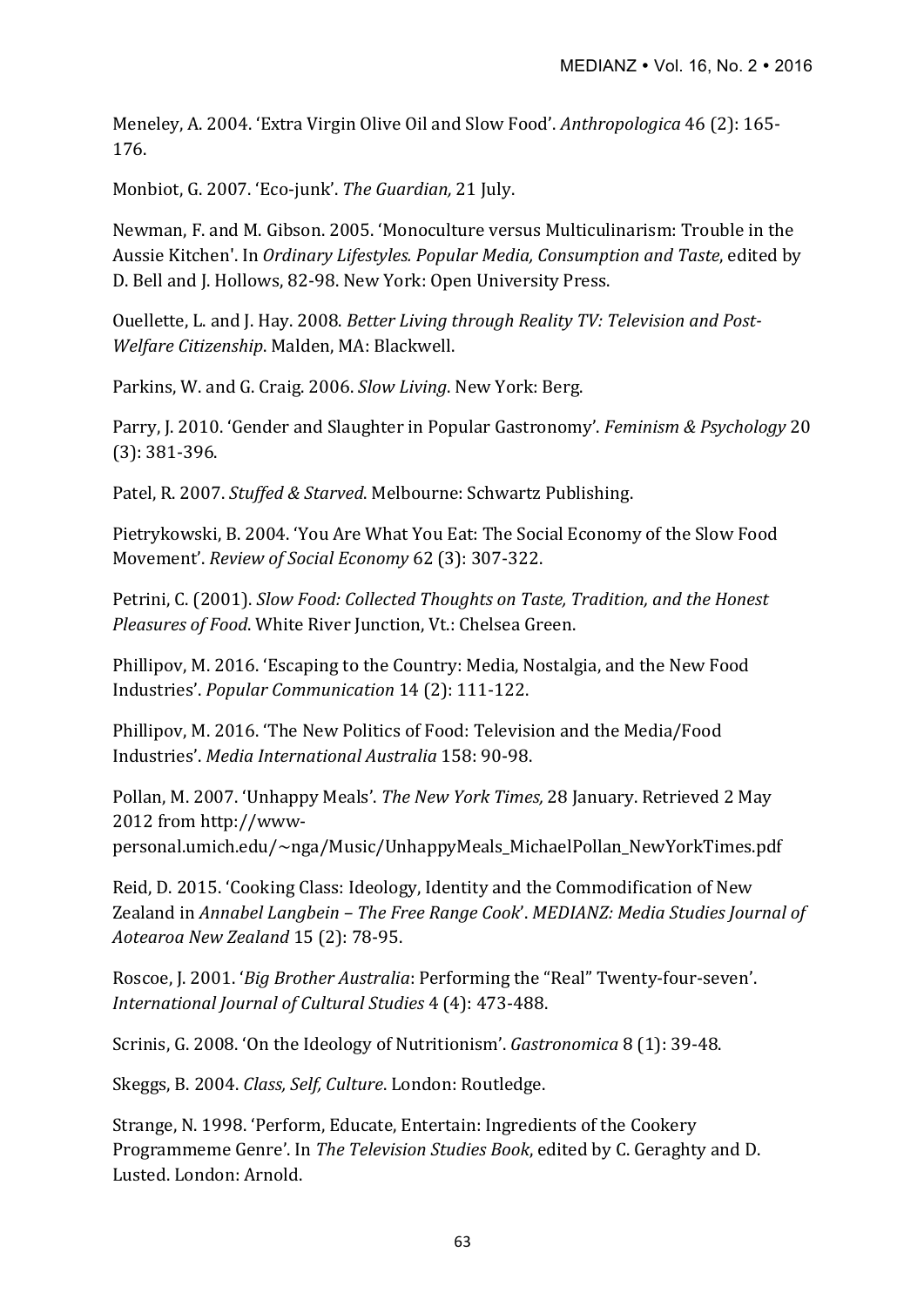Meneley, A. 2004. 'Extra Virgin Olive Oil and Slow Food'. *Anthropologica* 46 (2): 165-176.

Monbiot, G. 2007. 'Eco-junk'. *The Guardian,* 21 July.

Newman, F. and M. Gibson. 2005. 'Monoculture versus Multiculinarism: Trouble in the Aussie Kitchen'. In *Ordinary Lifestyles. Popular Media, Consumption and Taste*, edited by D. Bell and J. Hollows, 82-98. New York: Open University Press.

Ouellette, L. and J. Hay. 2008. *Better Living through Reality TV: Television and Post-Welfare Citizenship*. Malden, MA: Blackwell.

Parkins, W. and G. Craig. 2006. *Slow Living*. New York: Berg.

Parry, J. 2010. 'Gender and Slaughter in Popular Gastronomy'. *Feminism & Psychology* 20 (3): 381-396.

Patel, R. 2007. *Stuffed & Starved*. Melbourne: Schwartz Publishing.

Pietrykowski, B. 2004. 'You Are What You Eat: The Social Economy of the Slow Food Movement'. *Review of Social Economy* 62 (3): 307-322.

Petrini, C. (2001). *Slow Food: Collected Thoughts on Taste, Tradition, and the Honest Pleasures of Food*. White River Junction, Vt.: Chelsea Green.

Phillipov, M. 2016. 'Escaping to the Country: Media, Nostalgia, and the New Food Industries'. *Popular Communication* 14 (2): 111-122.

Phillipov, M. 2016. 'The New Politics of Food: Television and the Media/Food Industries'. *Media International Australia* 158: 90-98.

Pollan, M. 2007. 'Unhappy Meals'. *The New York Times,* 28 January. Retrieved 2 May 2012 from http://www-personal.umich.edu/~nga/Music/UnhappyMeals_MichaelPollan_NewYorkTimes.pdf

Reid, D. 2015. 'Cooking Class: Ideology, Identity and the Commodification of New Zealand in *Annabel Langbein – The Free Range Cook*'. *MEDIANZ: Media Studies Journal of Aotearoa New Zealand* 15 (2): 78-95.

Roscoe, J. 2001. '*Big Brother Australia*: Performing the "Real" Twenty-four-seven'. *International Journal of Cultural Studies* 4 (4): 473-488.

Scrinis, G. 2008. 'On the Ideology of Nutritionism'. *Gastronomica* 8 (1): 39-48.

Skeggs, B. 2004. *Class, Self, Culture*. London: Routledge.

Strange, N. 1998. 'Perform, Educate, Entertain: Ingredients of the Cookery Programmeme Genre'. In *The Television Studies Book*, edited by C. Geraghty and D. Lusted. London: Arnold.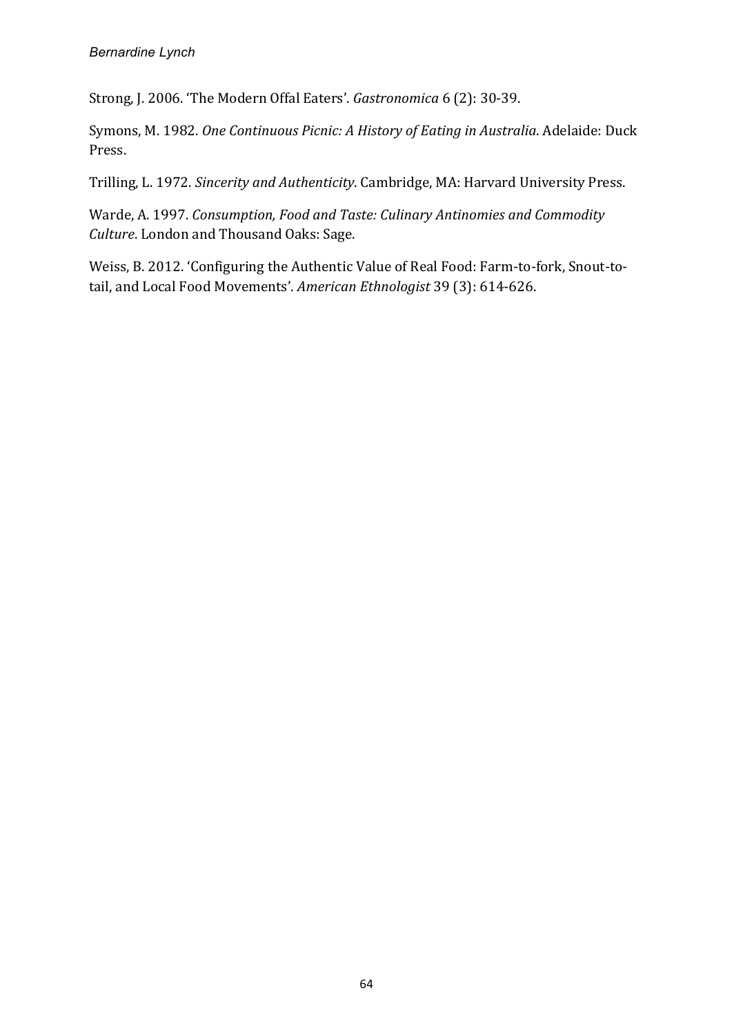Strong, J. 2006. 'The Modern Offal Eaters'. *Gastronomica* 6 (2): 30-39.

Symons, M. 1982. *One Continuous Picnic: A History of Eating in Australia*. Adelaide: Duck Press.

Trilling, L. 1972. *Sincerity and Authenticity*. Cambridge, MA: Harvard University Press.

Warde, A. 1997. *Consumption, Food and Taste: Culinary Antinomies and Commodity Culture*. London and Thousand Oaks: Sage.

Weiss, B. 2012. 'Configuring the Authentic Value of Real Food: Farm-to-fork, Snout-to-tail, and Local Food Movements'. *American Ethnologist* 39 (3): 614-626.